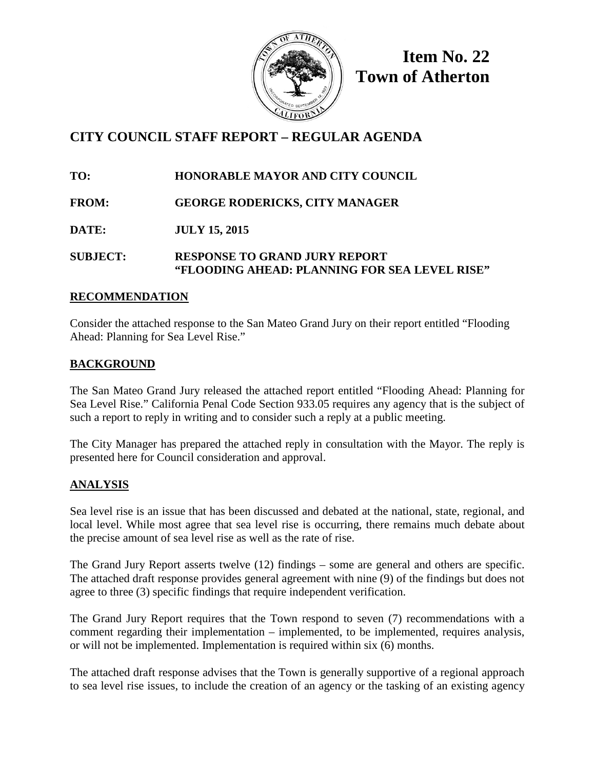**Item No. 22**
**Town of Atherton**

# CITY COUNCIL STAFF REPORT – REGULAR AGENDA

**TO:** HONORABLE MAYOR AND CITY COUNCIL

**FROM:** GEORGE RODERICKS, CITY MANAGER

**DATE:** JULY 15, 2015

**SUBJECT:** RESPONSE TO GRAND JURY REPORT "FLOODING AHEAD: PLANNING FOR SEA LEVEL RISE"

## RECOMMENDATION

Consider the attached response to the San Mateo Grand Jury on their report entitled "Flooding Ahead: Planning for Sea Level Rise."

## BACKGROUND

The San Mateo Grand Jury released the attached report entitled "Flooding Ahead: Planning for Sea Level Rise." California Penal Code Section 933.05 requires any agency that is the subject of such a report to reply in writing and to consider such a reply at a public meeting.

The City Manager has prepared the attached reply in consultation with the Mayor. The reply is presented here for Council consideration and approval.

## ANALYSIS

Sea level rise is an issue that has been discussed and debated at the national, state, regional, and local level. While most agree that sea level rise is occurring, there remains much debate about the precise amount of sea level rise as well as the rate of rise.

The Grand Jury Report asserts twelve (12) findings – some are general and others are specific. The attached draft response provides general agreement with nine (9) of the findings but does not agree to three (3) specific findings that require independent verification.

The Grand Jury Report requires that the Town respond to seven (7) recommendations with a comment regarding their implementation – implemented, to be implemented, requires analysis, or will not be implemented. Implementation is required within six (6) months.

The attached draft response advises that the Town is generally supportive of a regional approach to sea level rise issues, to include the creation of an agency or the tasking of an existing agency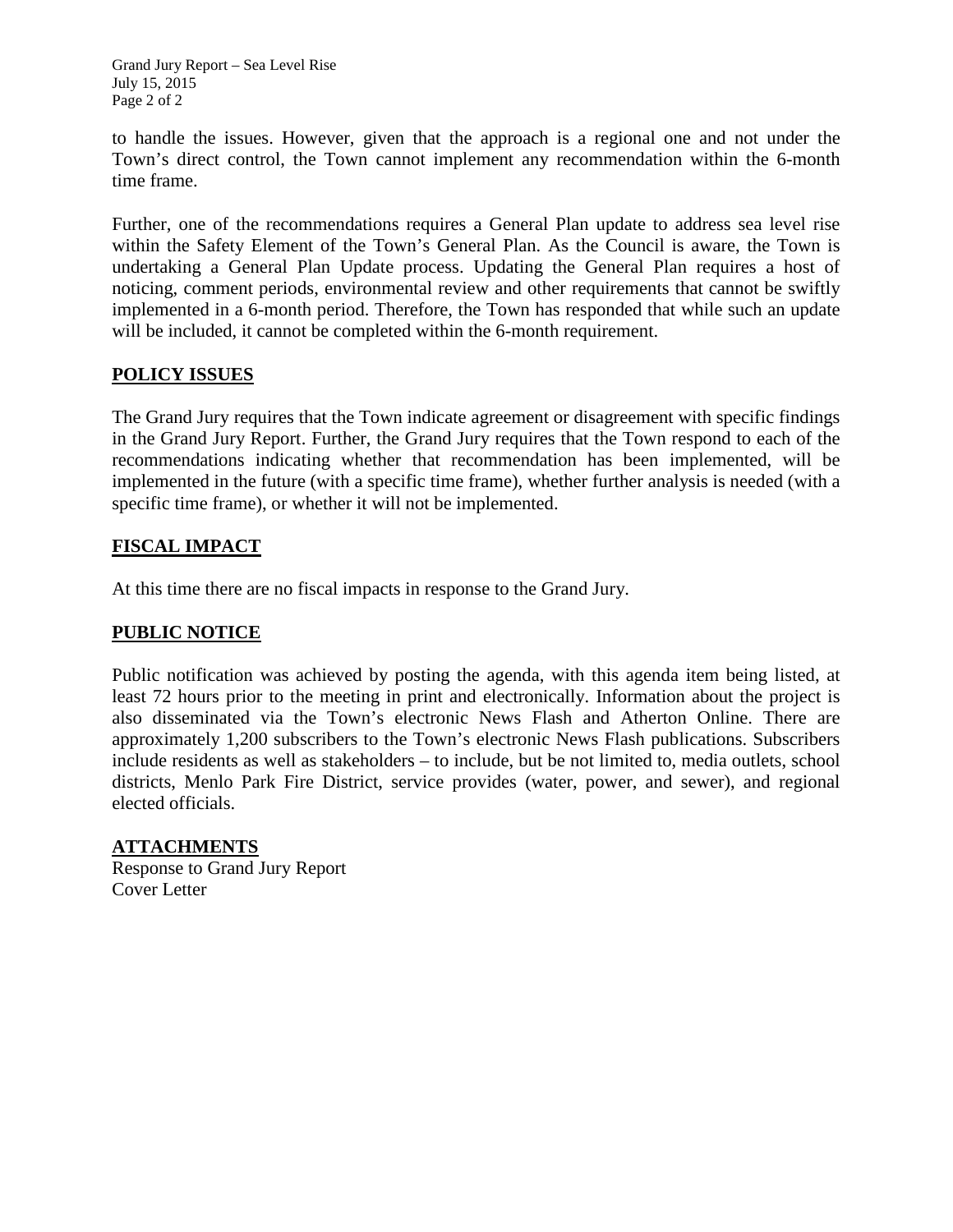to handle the issues. However, given that the approach is a regional one and not under the Town's direct control, the Town cannot implement any recommendation within the 6-month time frame.

Further, one of the recommendations requires a General Plan update to address sea level rise within the Safety Element of the Town's General Plan. As the Council is aware, the Town is undertaking a General Plan Update process. Updating the General Plan requires a host of noticing, comment periods, environmental review and other requirements that cannot be swiftly implemented in a 6-month period. Therefore, the Town has responded that while such an update will be included, it cannot be completed within the 6-month requirement.

## POLICY ISSUES

The Grand Jury requires that the Town indicate agreement or disagreement with specific findings in the Grand Jury Report. Further, the Grand Jury requires that the Town respond to each of the recommendations indicating whether that recommendation has been implemented, will be implemented in the future (with a specific time frame), whether further analysis is needed (with a specific time frame), or whether it will not be implemented.

## FISCAL IMPACT

At this time there are no fiscal impacts in response to the Grand Jury.

## PUBLIC NOTICE

Public notification was achieved by posting the agenda, with this agenda item being listed, at least 72 hours prior to the meeting in print and electronically. Information about the project is also disseminated via the Town's electronic News Flash and Atherton Online. There are approximately 1,200 subscribers to the Town's electronic News Flash publications. Subscribers include residents as well as stakeholders – to include, but be not limited to, media outlets, school districts, Menlo Park Fire District, service provides (water, power, and sewer), and regional elected officials.

## ATTACHMENTS

Response to Grand Jury Report
Cover Letter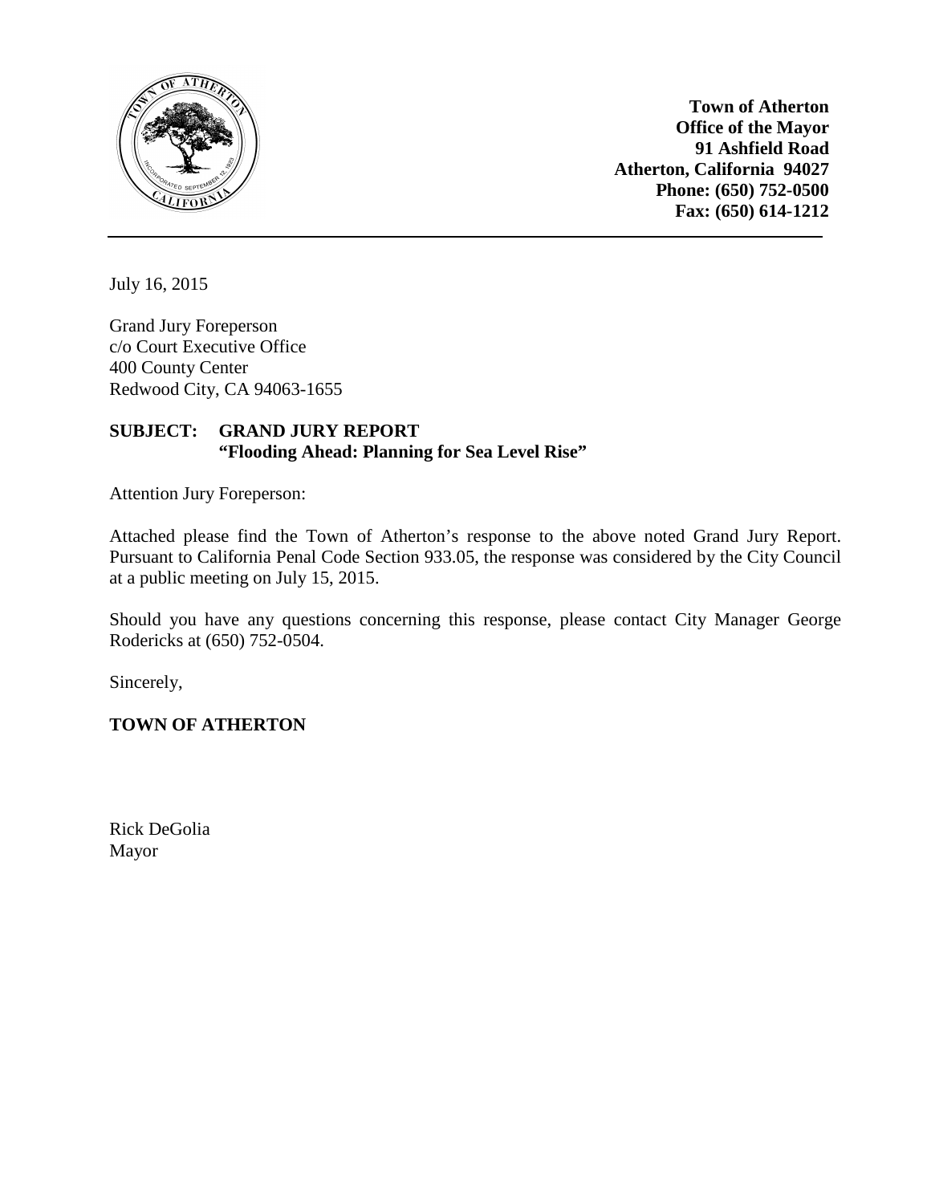**Town of Atherton**
**Office of the Mayor**
**91 Ashfield Road**
**Atherton, California 94027**
**Phone: (650) 752-0500**
**Fax: (650) 614-1212**

---

July 16, 2015

Grand Jury Foreperson
c/o Court Executive Office
400 County Center
Redwood City, CA 94063-1655

**SUBJECT: GRAND JURY REPORT**
**"Flooding Ahead: Planning for Sea Level Rise"**

Attention Jury Foreperson:

Attached please find the Town of Atherton's response to the above noted Grand Jury Report. Pursuant to California Penal Code Section 933.05, the response was considered by the City Council at a public meeting on July 15, 2015.

Should you have any questions concerning this response, please contact City Manager George Rodericks at (650) 752-0504.

Sincerely,

**TOWN OF ATHERTON**

Rick DeGolia
Mayor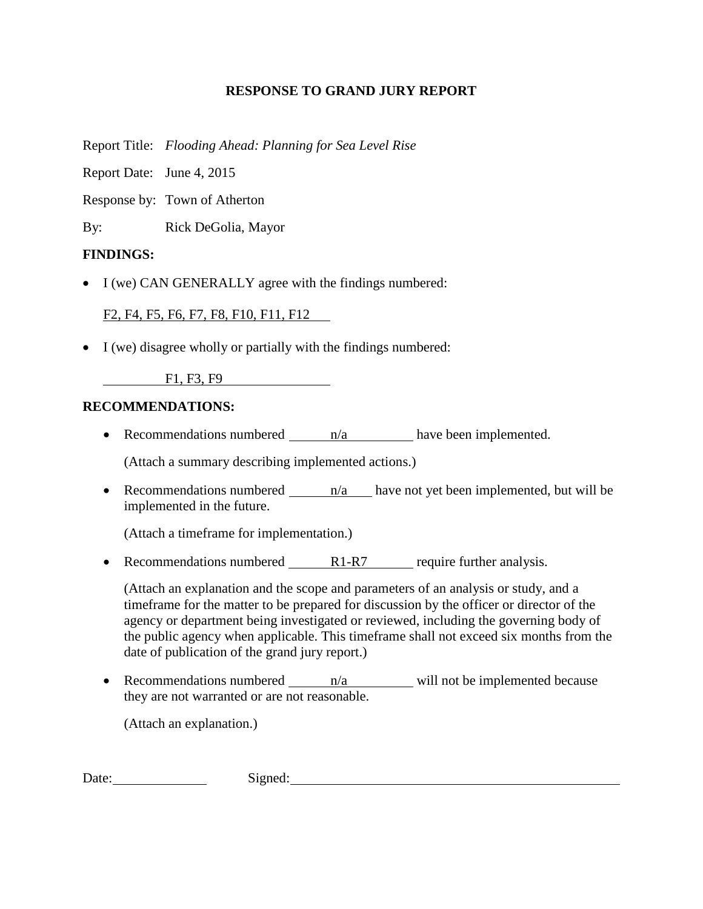**RESPONSE TO GRAND JURY REPORT**

Report Title: *Flooding Ahead: Planning for Sea Level Rise*

Report Date: June 4, 2015

Response by: Town of Atherton

By: Rick DeGolia, Mayor

**FINDINGS:**

- I (we) CAN GENERALLY agree with the findings numbered:

  F2, F4, F5, F6, F7, F8, F10, F11, F12

- I (we) disagree wholly or partially with the findings numbered:

  F1, F3, F9

**RECOMMENDATIONS:**

- Recommendations numbered n/a have been implemented.

  (Attach a summary describing implemented actions.)

- Recommendations numbered n/a have not yet been implemented, but will be implemented in the future.

  (Attach a timeframe for implementation.)

- Recommendations numbered R1-R7 require further analysis.

  (Attach an explanation and the scope and parameters of an analysis or study, and a timeframe for the matter to be prepared for discussion by the officer or director of the agency or department being investigated or reviewed, including the governing body of the public agency when applicable. This timeframe shall not exceed six months from the date of publication of the grand jury report.)

- Recommendations numbered n/a will not be implemented because they are not warranted or are not reasonable.

  (Attach an explanation.)

Date:\_\_\_\_\_\_\_\_\_\_\_\_ Signed:\_\_\_\_\_\_\_\_\_\_\_\_\_\_\_\_\_\_\_\_\_\_\_\_\_\_\_\_\_\_\_\_\_\_\_\_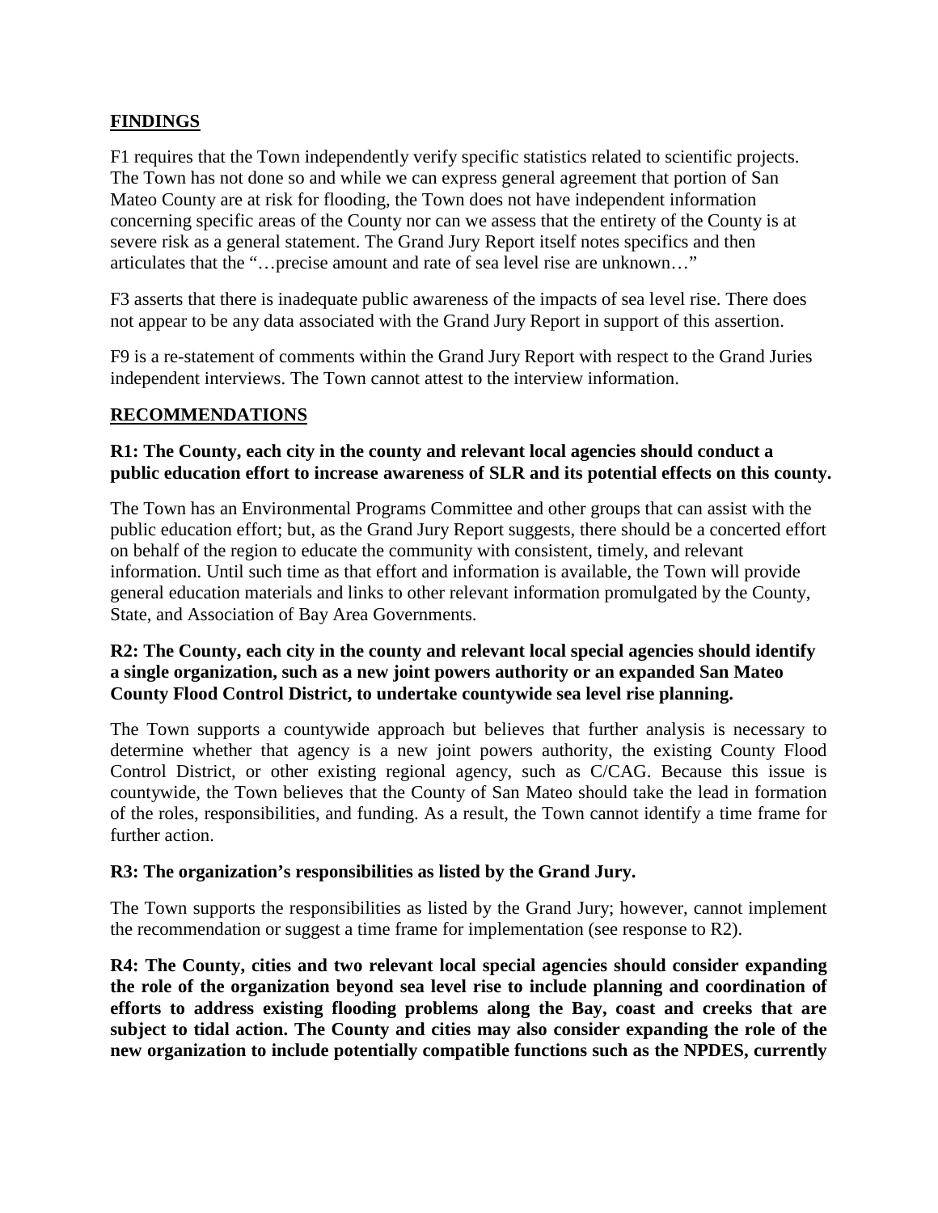## FINDINGS

F1 requires that the Town independently verify specific statistics related to scientific projects. The Town has not done so and while we can express general agreement that portion of San Mateo County are at risk for flooding, the Town does not have independent information concerning specific areas of the County nor can we assess that the entirety of the County is at severe risk as a general statement. The Grand Jury Report itself notes specifics and then articulates that the "…precise amount and rate of sea level rise are unknown…"

F3 asserts that there is inadequate public awareness of the impacts of sea level rise. There does not appear to be any data associated with the Grand Jury Report in support of this assertion.

F9 is a re-statement of comments within the Grand Jury Report with respect to the Grand Juries independent interviews. The Town cannot attest to the interview information.

## RECOMMENDATIONS

**R1: The County, each city in the county and relevant local agencies should conduct a public education effort to increase awareness of SLR and its potential effects on this county.**

The Town has an Environmental Programs Committee and other groups that can assist with the public education effort; but, as the Grand Jury Report suggests, there should be a concerted effort on behalf of the region to educate the community with consistent, timely, and relevant information. Until such time as that effort and information is available, the Town will provide general education materials and links to other relevant information promulgated by the County, State, and Association of Bay Area Governments.

**R2: The County, each city in the county and relevant local special agencies should identify a single organization, such as a new joint powers authority or an expanded San Mateo County Flood Control District, to undertake countywide sea level rise planning.**

The Town supports a countywide approach but believes that further analysis is necessary to determine whether that agency is a new joint powers authority, the existing County Flood Control District, or other existing regional agency, such as C/CAG. Because this issue is countywide, the Town believes that the County of San Mateo should take the lead in formation of the roles, responsibilities, and funding. As a result, the Town cannot identify a time frame for further action.

**R3: The organization's responsibilities as listed by the Grand Jury.**

The Town supports the responsibilities as listed by the Grand Jury; however, cannot implement the recommendation or suggest a time frame for implementation (see response to R2).

**R4: The County, cities and two relevant local special agencies should consider expanding the role of the organization beyond sea level rise to include planning and coordination of efforts to address existing flooding problems along the Bay, coast and creeks that are subject to tidal action. The County and cities may also consider expanding the role of the new organization to include potentially compatible functions such as the NPDES, currently**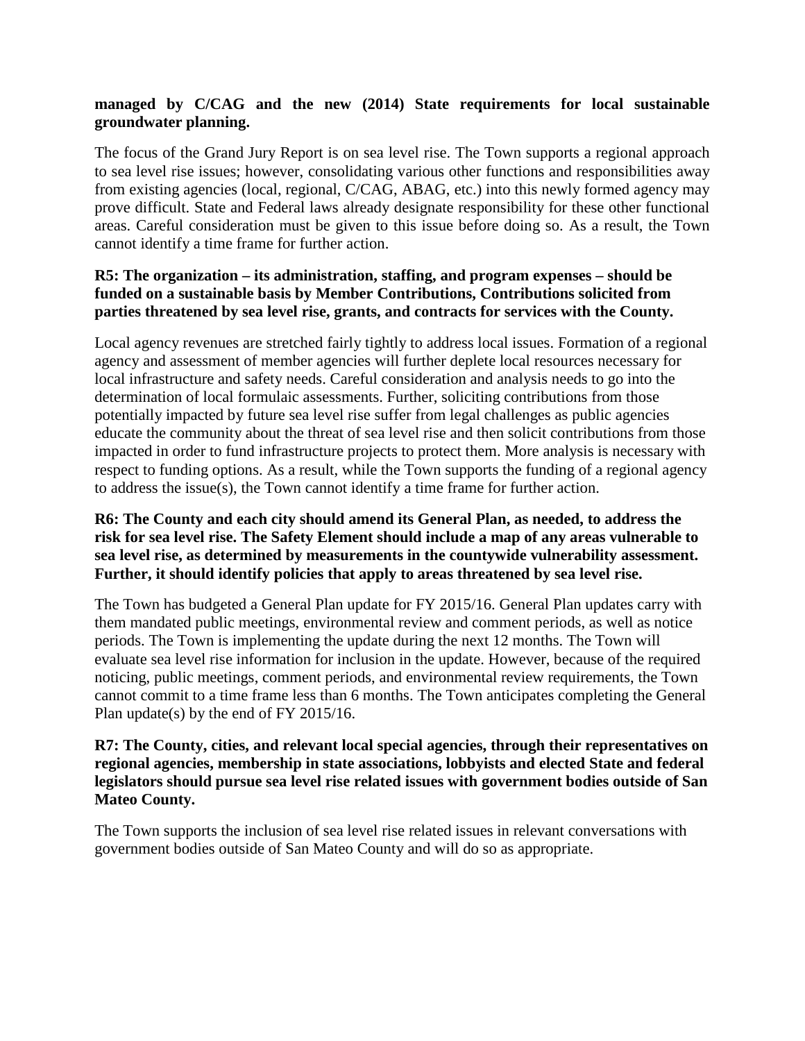**managed by C/CAG and the new (2014) State requirements for local sustainable groundwater planning.**

The focus of the Grand Jury Report is on sea level rise. The Town supports a regional approach to sea level rise issues; however, consolidating various other functions and responsibilities away from existing agencies (local, regional, C/CAG, ABAG, etc.) into this newly formed agency may prove difficult. State and Federal laws already designate responsibility for these other functional areas. Careful consideration must be given to this issue before doing so. As a result, the Town cannot identify a time frame for further action.

**R5: The organization – its administration, staffing, and program expenses – should be funded on a sustainable basis by Member Contributions, Contributions solicited from parties threatened by sea level rise, grants, and contracts for services with the County.**

Local agency revenues are stretched fairly tightly to address local issues. Formation of a regional agency and assessment of member agencies will further deplete local resources necessary for local infrastructure and safety needs. Careful consideration and analysis needs to go into the determination of local formulaic assessments. Further, soliciting contributions from those potentially impacted by future sea level rise suffer from legal challenges as public agencies educate the community about the threat of sea level rise and then solicit contributions from those impacted in order to fund infrastructure projects to protect them. More analysis is necessary with respect to funding options. As a result, while the Town supports the funding of a regional agency to address the issue(s), the Town cannot identify a time frame for further action.

**R6: The County and each city should amend its General Plan, as needed, to address the risk for sea level rise. The Safety Element should include a map of any areas vulnerable to sea level rise, as determined by measurements in the countywide vulnerability assessment. Further, it should identify policies that apply to areas threatened by sea level rise.**

The Town has budgeted a General Plan update for FY 2015/16. General Plan updates carry with them mandated public meetings, environmental review and comment periods, as well as notice periods. The Town is implementing the update during the next 12 months. The Town will evaluate sea level rise information for inclusion in the update. However, because of the required noticing, public meetings, comment periods, and environmental review requirements, the Town cannot commit to a time frame less than 6 months. The Town anticipates completing the General Plan update(s) by the end of FY 2015/16.

**R7: The County, cities, and relevant local special agencies, through their representatives on regional agencies, membership in state associations, lobbyists and elected State and federal legislators should pursue sea level rise related issues with government bodies outside of San Mateo County.**

The Town supports the inclusion of sea level rise related issues in relevant conversations with government bodies outside of San Mateo County and will do so as appropriate.